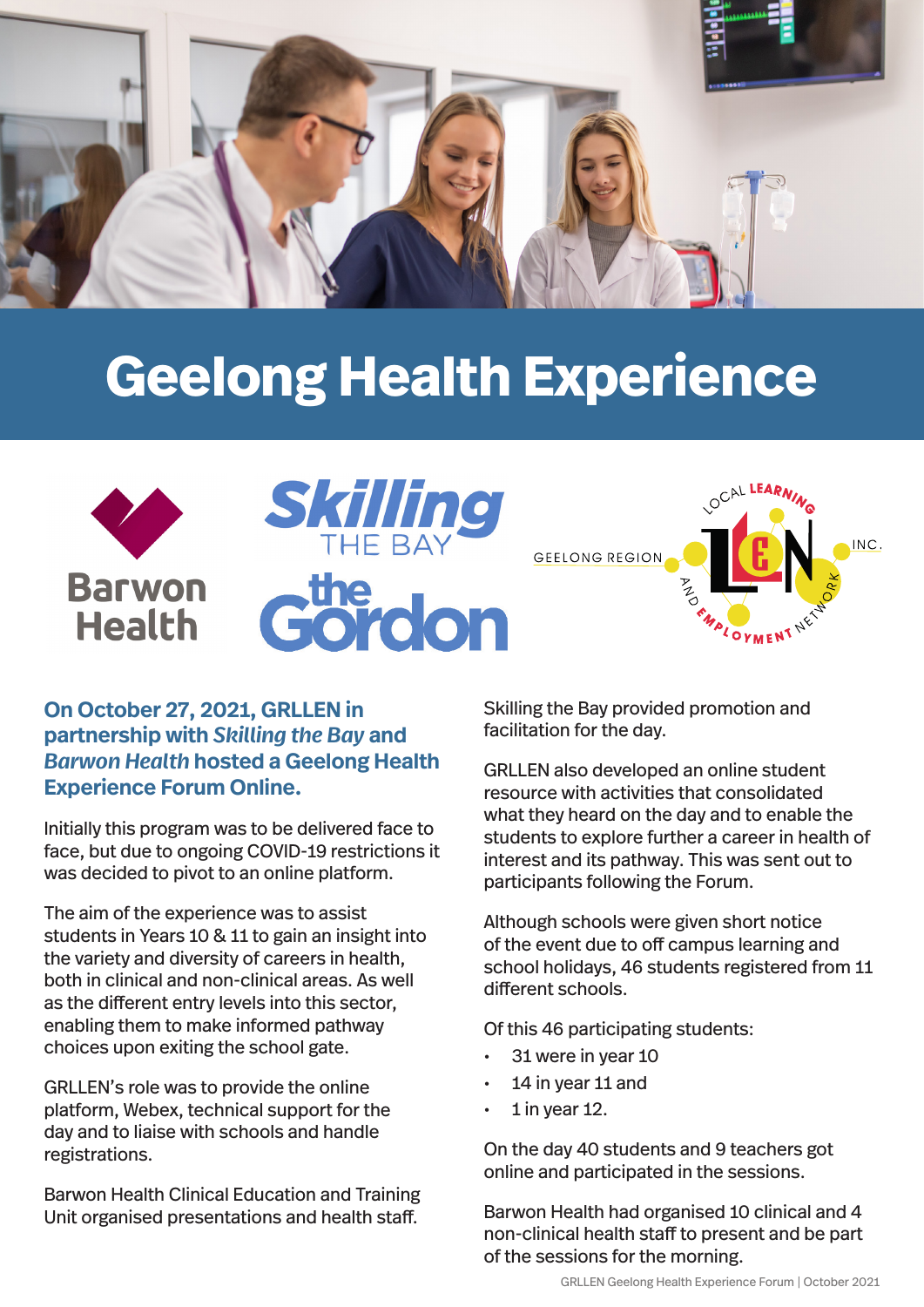# Geelong Health Experience

**On October 27, 2021, GRLLEN in partnership with *Skilling the Bay* and *Barwon Health* hosted a Geelong Health Experience Forum Online.**

Initially this program was to be delivered face to face, but due to ongoing COVID-19 restrictions it was decided to pivot to an online platform.

The aim of the experience was to assist students in Years 10 & 11 to gain an insight into the variety and diversity of careers in health, both in clinical and non-clinical areas. As well as the different entry levels into this sector, enabling them to make informed pathway choices upon exiting the school gate.

GRLLEN's role was to provide the online platform, Webex, technical support for the day and to liaise with schools and handle registrations.

Barwon Health Clinical Education and Training Unit organised presentations and health staff.

Skilling the Bay provided promotion and facilitation for the day.

GRLLEN also developed an online student resource with activities that consolidated what they heard on the day and to enable the students to explore further a career in health of interest and its pathway. This was sent out to participants following the Forum.

Although schools were given short notice of the event due to off campus learning and school holidays, 46 students registered from 11 different schools.

Of this 46 participating students:

- 31 were in year 10
- 14 in year 11 and
- 1 in year 12.

On the day 40 students and 9 teachers got online and participated in the sessions.

Barwon Health had organised 10 clinical and 4 non-clinical health staff to present and be part of the sessions for the morning.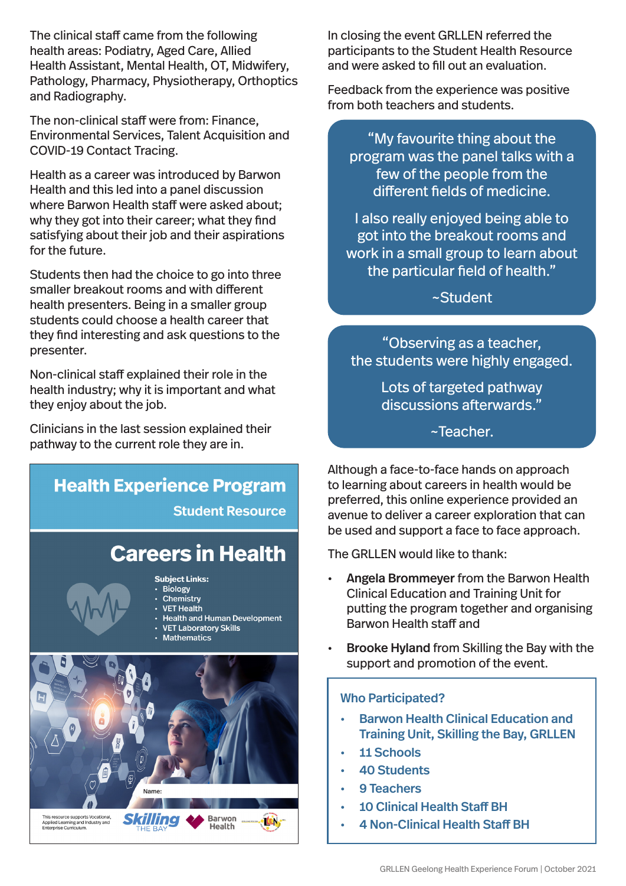The clinical staff came from the following health areas: Podiatry, Aged Care, Allied Health Assistant, Mental Health, OT, Midwifery, Pathology, Pharmacy, Physiotherapy, Orthoptics and Radiography.

The non-clinical staff were from: Finance, Environmental Services, Talent Acquisition and COVID-19 Contact Tracing.

Health as a career was introduced by Barwon Health and this led into a panel discussion where Barwon Health staff were asked about; why they got into their career; what they find satisfying about their job and their aspirations for the future.

Students then had the choice to go into three smaller breakout rooms and with different health presenters. Being in a smaller group students could choose a health career that they find interesting and ask questions to the presenter.

Non-clinical staff explained their role in the health industry; why it is important and what they enjoy about the job.

Clinicians in the last session explained their pathway to the current role they are in.

**Health Experience Program**

**Student Resource**

**Careers in Health**

**Subject Links:**
- Biology
- Chemistry
- VET Health
- Health and Human Development
- VET Laboratory Skills
- Mathematics

Name:

This resource supports Vocational, Applied Learning and Industry and Enterprise Curriculum.

Skilling THE BAY Barwon Health

In closing the event GRLLEN referred the participants to the Student Health Resource and were asked to fill out an evaluation.

Feedback from the experience was positive from both teachers and students.

> "My favourite thing about the program was the panel talks with a few of the people from the different fields of medicine.
>
> I also really enjoyed being able to got into the breakout rooms and work in a small group to learn about the particular field of health."
>
> ~Student

> "Observing as a teacher, the students were highly engaged.
>
> Lots of targeted pathway discussions afterwards."
>
> ~Teacher.

Although a face-to-face hands on approach to learning about careers in health would be preferred, this online experience provided an avenue to deliver a career exploration that can be used and support a face to face approach.

The GRLLEN would like to thank:

- **Angela Brommeyer** from the Barwon Health Clinical Education and Training Unit for putting the program together and organising Barwon Health staff and
- **Brooke Hyland** from Skilling the Bay with the support and promotion of the event.

**Who Participated?**

- Barwon Health Clinical Education and Training Unit, Skilling the Bay, GRLLEN
- 11 Schools
- 40 Students
- 9 Teachers
- 10 Clinical Health Staff BH
- 4 Non-Clinical Health Staff BH